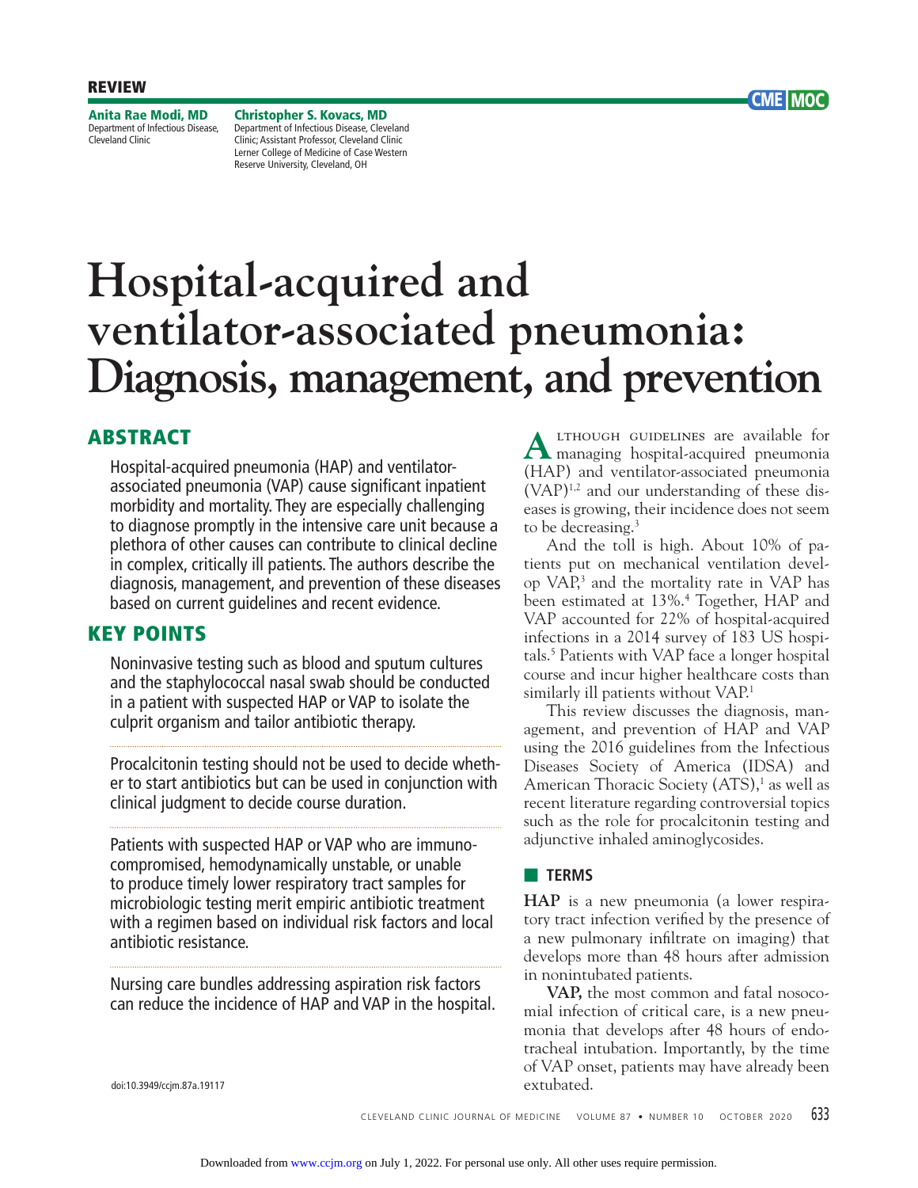REVIEW

**Anita Rae Modi, MD**
Department of Infectious Disease, Cleveland Clinic

**Christopher S. Kovacs, MD**
Department of Infectious Disease, Cleveland Clinic; Assistant Professor, Cleveland Clinic Lerner College of Medicine of Case Western Reserve University, Cleveland, OH

CME MOC

# Hospital-acquired and ventilator-associated pneumonia: Diagnosis, management, and prevention

## ABSTRACT

Hospital-acquired pneumonia (HAP) and ventilator-associated pneumonia (VAP) cause significant inpatient morbidity and mortality. They are especially challenging to diagnose promptly in the intensive care unit because a plethora of other causes can contribute to clinical decline in complex, critically ill patients. The authors describe the diagnosis, management, and prevention of these diseases based on current guidelines and recent evidence.

## KEY POINTS

Noninvasive testing such as blood and sputum cultures and the staphylococcal nasal swab should be conducted in a patient with suspected HAP or VAP to isolate the culprit organism and tailor antibiotic therapy.

Procalcitonin testing should not be used to decide whether to start antibiotics but can be used in conjunction with clinical judgment to decide course duration.

Patients with suspected HAP or VAP who are immunocompromised, hemodynamically unstable, or unable to produce timely lower respiratory tract samples for microbiologic testing merit empiric antibiotic treatment with a regimen based on individual risk factors and local antibiotic resistance.

Nursing care bundles addressing aspiration risk factors can reduce the incidence of HAP and VAP in the hospital.

doi:10.3949/ccjm.87a.19117

Although guidelines are available for managing hospital-acquired pneumonia (HAP) and ventilator-associated pneumonia (VAP)[1,2] and our understanding of these diseases is growing, their incidence does not seem to be decreasing.[3]

And the toll is high. About 10% of patients put on mechanical ventilation develop VAP,[3] and the mortality rate in VAP has been estimated at 13%.[4] Together, HAP and VAP accounted for 22% of hospital-acquired infections in a 2014 survey of 183 US hospitals.[5] Patients with VAP face a longer hospital course and incur higher healthcare costs than similarly ill patients without VAP.[1]

This review discusses the diagnosis, management, and prevention of HAP and VAP using the 2016 guidelines from the Infectious Diseases Society of America (IDSA) and American Thoracic Society (ATS),[1] as well as recent literature regarding controversial topics such as the role for procalcitonin testing and adjunctive inhaled aminoglycosides.

## TERMS

**HAP** is a new pneumonia (a lower respiratory tract infection verified by the presence of a new pulmonary infiltrate on imaging) that develops more than 48 hours after admission in nonintubated patients.

**VAP,** the most common and fatal nosocomial infection of critical care, is a new pneumonia that develops after 48 hours of endotracheal intubation. Importantly, by the time of VAP onset, patients may have already been extubated.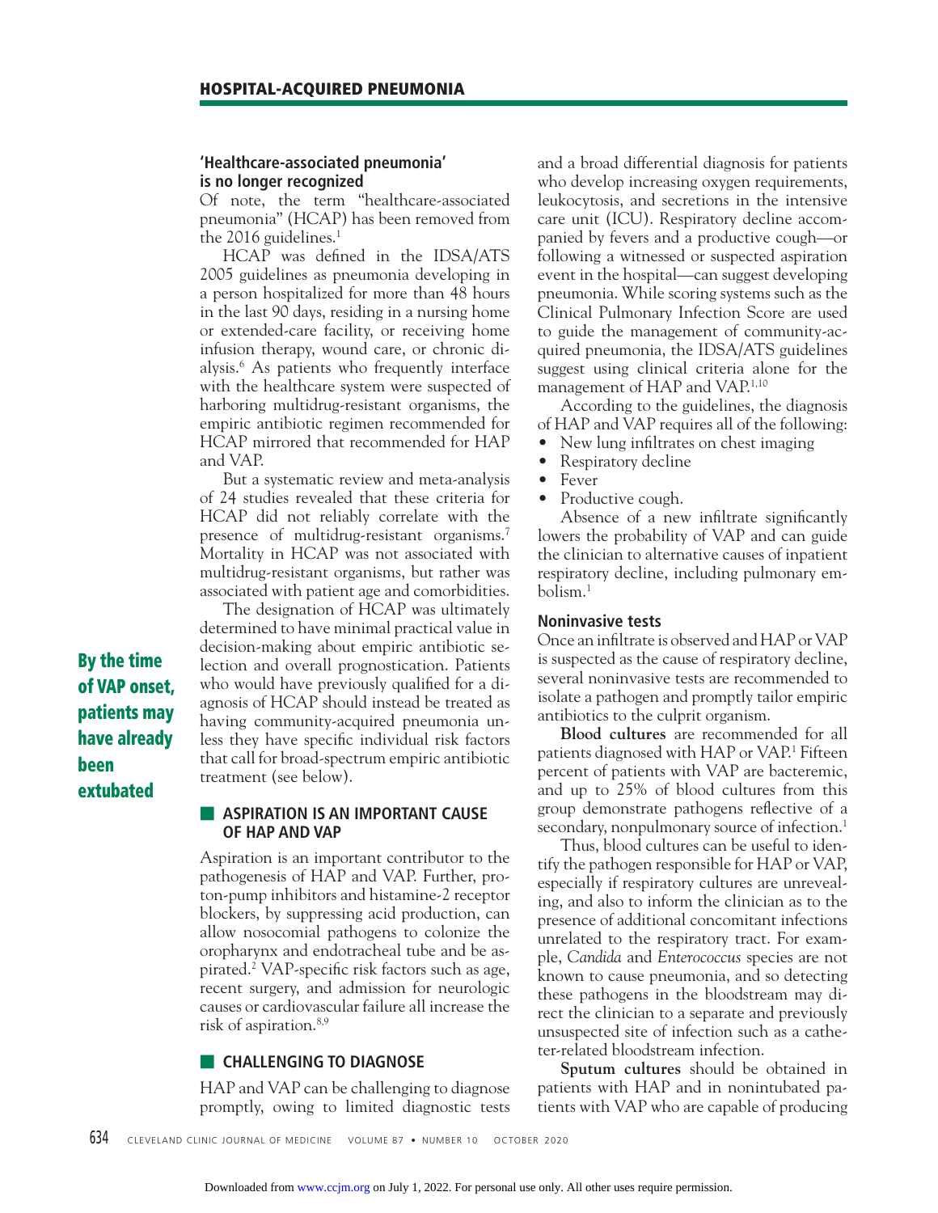### 'Healthcare-associated pneumonia' is no longer recognized

Of note, the term "healthcare-associated pneumonia" (HCAP) has been removed from the 2016 guidelines.[1]

HCAP was defined in the IDSA/ATS 2005 guidelines as pneumonia developing in a person hospitalized for more than 48 hours in the last 90 days, residing in a nursing home or extended-care facility, or receiving home infusion therapy, wound care, or chronic dialysis.[6] As patients who frequently interface with the healthcare system were suspected of harboring multidrug-resistant organisms, the empiric antibiotic regimen recommended for HCAP mirrored that recommended for HAP and VAP.

But a systematic review and meta-analysis of 24 studies revealed that these criteria for HCAP did not reliably correlate with the presence of multidrug-resistant organisms.[7] Mortality in HCAP was not associated with multidrug-resistant organisms, but rather was associated with patient age and comorbidities.

The designation of HCAP was ultimately determined to have minimal practical value in decision-making about empiric antibiotic selection and overall prognostication. Patients who would have previously qualified for a diagnosis of HCAP should instead be treated as having community-acquired pneumonia unless they have specific individual risk factors that call for broad-spectrum empiric antibiotic treatment (see below).

**By the time of VAP onset, patients may have already been extubated**

## ASPIRATION IS AN IMPORTANT CAUSE OF HAP AND VAP

Aspiration is an important contributor to the pathogenesis of HAP and VAP. Further, proton-pump inhibitors and histamine-2 receptor blockers, by suppressing acid production, can allow nosocomial pathogens to colonize the oropharynx and endotracheal tube and be aspirated.[2] VAP-specific risk factors such as age, recent surgery, and admission for neurologic causes or cardiovascular failure all increase the risk of aspiration.[8,9]

## CHALLENGING TO DIAGNOSE

HAP and VAP can be challenging to diagnose promptly, owing to limited diagnostic tests and a broad differential diagnosis for patients who develop increasing oxygen requirements, leukocytosis, and secretions in the intensive care unit (ICU). Respiratory decline accompanied by fevers and a productive cough—or following a witnessed or suspected aspiration event in the hospital—can suggest developing pneumonia. While scoring systems such as the Clinical Pulmonary Infection Score are used to guide the management of community-acquired pneumonia, the IDSA/ATS guidelines suggest using clinical criteria alone for the management of HAP and VAP.[1,10]

According to the guidelines, the diagnosis of HAP and VAP requires all of the following:

- New lung infiltrates on chest imaging
- Respiratory decline
- Fever
- Productive cough.

Absence of a new infiltrate significantly lowers the probability of VAP and can guide the clinician to alternative causes of inpatient respiratory decline, including pulmonary embolism.[1]

### Noninvasive tests

Once an infiltrate is observed and HAP or VAP is suspected as the cause of respiratory decline, several noninvasive tests are recommended to isolate a pathogen and promptly tailor empiric antibiotics to the culprit organism.

**Blood cultures** are recommended for all patients diagnosed with HAP or VAP.[1] Fifteen percent of patients with VAP are bacteremic, and up to 25% of blood cultures from this group demonstrate pathogens reflective of a secondary, nonpulmonary source of infection.[1]

Thus, blood cultures can be useful to identify the pathogen responsible for HAP or VAP, especially if respiratory cultures are unrevealing, and also to inform the clinician as to the presence of additional concomitant infections unrelated to the respiratory tract. For example, *Candida* and *Enterococcus* species are not known to cause pneumonia, and so detecting these pathogens in the bloodstream may direct the clinician to a separate and previously unsuspected site of infection such as a catheter-related bloodstream infection.

**Sputum cultures** should be obtained in patients with HAP and in nonintubated patients with VAP who are capable of producing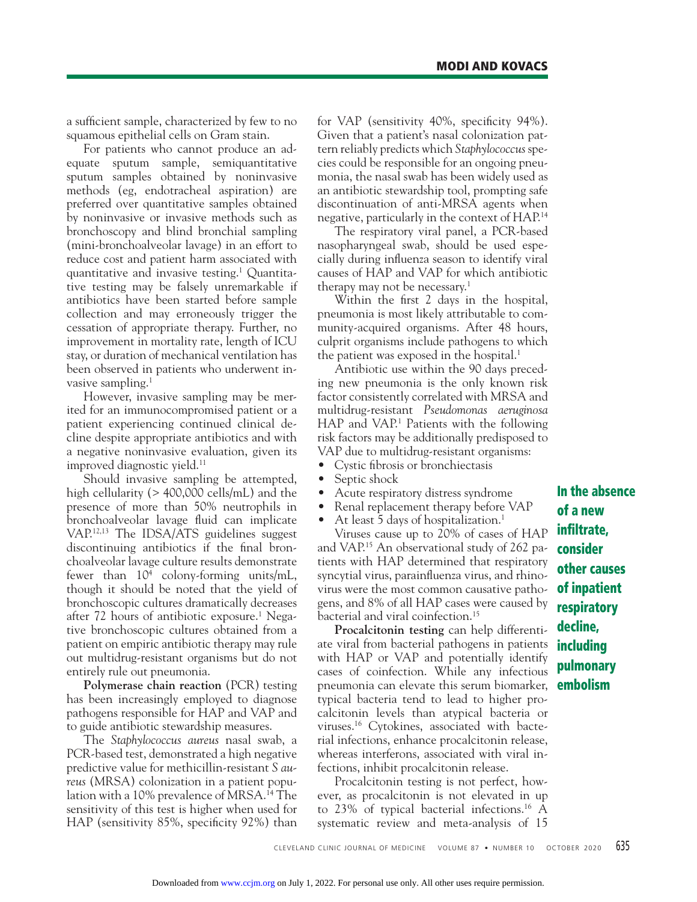a sufficient sample, characterized by few to no squamous epithelial cells on Gram stain.

For patients who cannot produce an adequate sputum sample, semiquantitative sputum samples obtained by noninvasive methods (eg, endotracheal aspiration) are preferred over quantitative samples obtained by noninvasive or invasive methods such as bronchoscopy and blind bronchial sampling (mini-bronchoalveolar lavage) in an effort to reduce cost and patient harm associated with quantitative and invasive testing.[1] Quantitative testing may be falsely unremarkable if antibiotics have been started before sample collection and may erroneously trigger the cessation of appropriate therapy. Further, no improvement in mortality rate, length of ICU stay, or duration of mechanical ventilation has been observed in patients who underwent invasive sampling.[1]

However, invasive sampling may be merited for an immunocompromised patient or a patient experiencing continued clinical decline despite appropriate antibiotics and with a negative noninvasive evaluation, given its improved diagnostic yield.[11]

Should invasive sampling be attempted, high cellularity (> 400,000 cells/mL) and the presence of more than 50% neutrophils in bronchoalveolar lavage fluid can implicate VAP.[12,13] The IDSA/ATS guidelines suggest discontinuing antibiotics if the final bronchoalveolar lavage culture results demonstrate fewer than $10^4$ colony-forming units/mL, though it should be noted that the yield of bronchoscopic cultures dramatically decreases after 72 hours of antibiotic exposure.[1] Negative bronchoscopic cultures obtained from a patient on empiric antibiotic therapy may rule out multidrug-resistant organisms but do not entirely rule out pneumonia.

**Polymerase chain reaction** (PCR) testing has been increasingly employed to diagnose pathogens responsible for HAP and VAP and to guide antibiotic stewardship measures.

The *Staphylococcus aureus* nasal swab, a PCR-based test, demonstrated a high negative predictive value for methicillin-resistant *S aureus* (MRSA) colonization in a patient population with a 10% prevalence of MRSA.[14] The sensitivity of this test is higher when used for HAP (sensitivity 85%, specificity 92%) than for VAP (sensitivity 40%, specificity 94%). Given that a patient's nasal colonization pattern reliably predicts which *Staphylococcus* species could be responsible for an ongoing pneumonia, the nasal swab has been widely used as an antibiotic stewardship tool, prompting safe discontinuation of anti-MRSA agents when negative, particularly in the context of HAP.[14]

The respiratory viral panel, a PCR-based nasopharyngeal swab, should be used especially during influenza season to identify viral causes of HAP and VAP for which antibiotic therapy may not be necessary.[1]

Within the first 2 days in the hospital, pneumonia is most likely attributable to community-acquired organisms. After 48 hours, culprit organisms include pathogens to which the patient was exposed in the hospital.[1]

Antibiotic use within the 90 days preceding new pneumonia is the only known risk factor consistently correlated with MRSA and multidrug-resistant *Pseudomonas aeruginosa* HAP and VAP.[1] Patients with the following risk factors may be additionally predisposed to VAP due to multidrug-resistant organisms:

- Cystic fibrosis or bronchiectasis
- Septic shock
- Acute respiratory distress syndrome
- Renal replacement therapy before VAP
- At least 5 days of hospitalization.[1]

Viruses cause up to 20% of cases of HAP and VAP.[15] An observational study of 262 patients with HAP determined that respiratory syncytial virus, parainfluenza virus, and rhinovirus were the most common causative pathogens, and 8% of all HAP cases were caused by bacterial and viral coinfection.[15]

**In the absence of a new infiltrate, consider other causes of inpatient respiratory decline, including pulmonary embolism**

**Procalcitonin testing** can help differentiate viral from bacterial pathogens in patients with HAP or VAP and potentially identify cases of coinfection. While any infectious pneumonia can elevate this serum biomarker, typical bacteria tend to lead to higher procalcitonin levels than atypical bacteria or viruses.[16] Cytokines, associated with bacterial infections, enhance procalcitonin release, whereas interferons, associated with viral infections, inhibit procalcitonin release.

Procalcitonin testing is not perfect, however, as procalcitonin is not elevated in up to 23% of typical bacterial infections.[16] A systematic review and meta-analysis of 15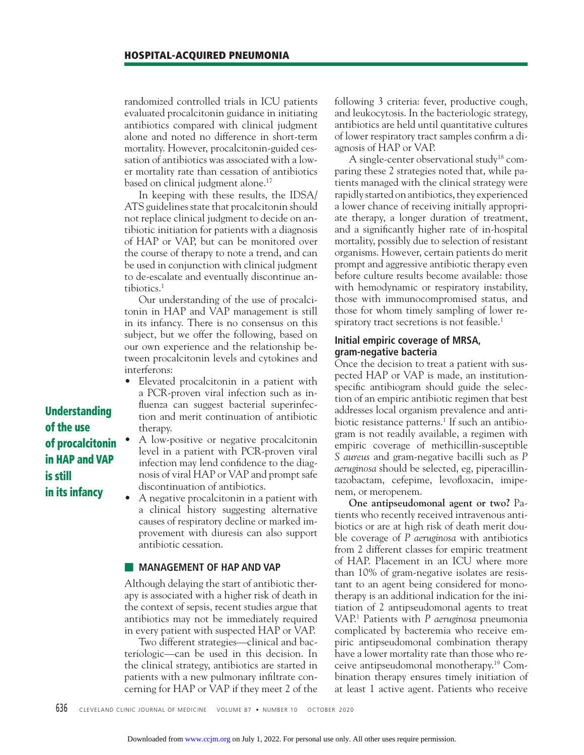randomized controlled trials in ICU patients evaluated procalcitonin guidance in initiating antibiotics compared with clinical judgment alone and noted no difference in short-term mortality. However, procalcitonin-guided cessation of antibiotics was associated with a lower mortality rate than cessation of antibiotics based on clinical judgment alone.[17]

In keeping with these results, the IDSA/ATS guidelines state that procalcitonin should not replace clinical judgment to decide on antibiotic initiation for patients with a diagnosis of HAP or VAP, but can be monitored over the course of therapy to note a trend, and can be used in conjunction with clinical judgment to de-escalate and eventually discontinue antibiotics.[1]

Our understanding of the use of procalcitonin in HAP and VAP management is still in its infancy. There is no consensus on this subject, but we offer the following, based on our own experience and the relationship between procalcitonin levels and cytokines and interferons:

- Elevated procalcitonin in a patient with a PCR-proven viral infection such as influenza can suggest bacterial superinfection and merit continuation of antibiotic therapy.
- A low-positive or negative procalcitonin level in a patient with PCR-proven viral infection may lend confidence to the diagnosis of viral HAP or VAP and prompt safe discontinuation of antibiotics.
- A negative procalcitonin in a patient with a clinical history suggesting alternative causes of respiratory decline or marked improvement with diuresis can also support antibiotic cessation.

**Understanding of the use of procalcitonin in HAP and VAP is still in its infancy**

## MANAGEMENT OF HAP AND VAP

Although delaying the start of antibiotic therapy is associated with a higher risk of death in the context of sepsis, recent studies argue that antibiotics may not be immediately required in every patient with suspected HAP or VAP.

Two different strategies—clinical and bacteriologic—can be used in this decision. In the clinical strategy, antibiotics are started in patients with a new pulmonary infiltrate concerning for HAP or VAP if they meet 2 of the following 3 criteria: fever, productive cough, and leukocytosis. In the bacteriologic strategy, antibiotics are held until quantitative cultures of lower respiratory tract samples confirm a diagnosis of HAP or VAP.

A single-center observational study[18] comparing these 2 strategies noted that, while patients managed with the clinical strategy were rapidly started on antibiotics, they experienced a lower chance of receiving initially appropriate therapy, a longer duration of treatment, and a significantly higher rate of in-hospital mortality, possibly due to selection of resistant organisms. However, certain patients do merit prompt and aggressive antibiotic therapy even before culture results become available: those with hemodynamic or respiratory instability, those with immunocompromised status, and those for whom timely sampling of lower respiratory tract secretions is not feasible.[1]

### Initial empiric coverage of MRSA, gram-negative bacteria

Once the decision to treat a patient with suspected HAP or VAP is made, an institution-specific antibiogram should guide the selection of an empiric antibiotic regimen that best addresses local organism prevalence and antibiotic resistance patterns.[1] If such an antibiogram is not readily available, a regimen with empiric coverage of methicillin-susceptible *S aureus* and gram-negative bacilli such as *P aeruginosa* should be selected, eg, piperacillin-tazobactam, cefepime, levofloxacin, imipenem, or meropenem.

**One antipseudomonal agent or two?** Patients who recently received intravenous antibiotics or are at high risk of death merit double coverage of *P aeruginosa* with antibiotics from 2 different classes for empiric treatment of HAP. Placement in an ICU where more than 10% of gram-negative isolates are resistant to an agent being considered for monotherapy is an additional indication for the initiation of 2 antipseudomonal agents to treat VAP.[1] Patients with *P aeruginosa* pneumonia complicated by bacteremia who receive empiric antipseudomonal combination therapy have a lower mortality rate than those who receive antipseudomonal monotherapy.[19] Combination therapy ensures timely initiation of at least 1 active agent. Patients who receive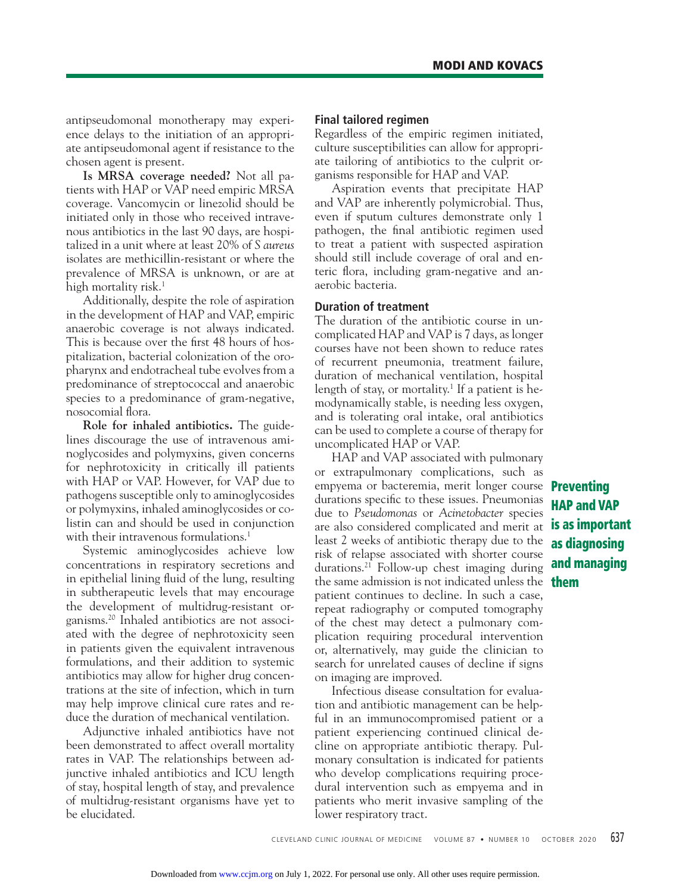antipseudomonal monotherapy may experience delays to the initiation of an appropriate antipseudomonal agent if resistance to the chosen agent is present.

**Is MRSA coverage needed?** Not all patients with HAP or VAP need empiric MRSA coverage. Vancomycin or linezolid should be initiated only in those who received intravenous antibiotics in the last 90 days, are hospitalized in a unit where at least 20% of *S aureus* isolates are methicillin-resistant or where the prevalence of MRSA is unknown, or are at high mortality risk.[1]

Additionally, despite the role of aspiration in the development of HAP and VAP, empiric anaerobic coverage is not always indicated. This is because over the first 48 hours of hospitalization, bacterial colonization of the oropharynx and endotracheal tube evolves from a predominance of streptococcal and anaerobic species to a predominance of gram-negative, nosocomial flora.

**Role for inhaled antibiotics.** The guidelines discourage the use of intravenous aminoglycosides and polymyxins, given concerns for nephrotoxicity in critically ill patients with HAP or VAP. However, for VAP due to pathogens susceptible only to aminoglycosides or polymyxins, inhaled aminoglycosides or colistin can and should be used in conjunction with their intravenous formulations.[1]

Systemic aminoglycosides achieve low concentrations in respiratory secretions and in epithelial lining fluid of the lung, resulting in subtherapeutic levels that may encourage the development of multidrug-resistant organisms.[20] Inhaled antibiotics are not associated with the degree of nephrotoxicity seen in patients given the equivalent intravenous formulations, and their addition to systemic antibiotics may allow for higher drug concentrations at the site of infection, which in turn may help improve clinical cure rates and reduce the duration of mechanical ventilation.

Adjunctive inhaled antibiotics have not been demonstrated to affect overall mortality rates in VAP. The relationships between adjunctive inhaled antibiotics and ICU length of stay, hospital length of stay, and prevalence of multidrug-resistant organisms have yet to be elucidated.

### Final tailored regimen

Regardless of the empiric regimen initiated, culture susceptibilities can allow for appropriate tailoring of antibiotics to the culprit organisms responsible for HAP and VAP.

Aspiration events that precipitate HAP and VAP are inherently polymicrobial. Thus, even if sputum cultures demonstrate only 1 pathogen, the final antibiotic regimen used to treat a patient with suspected aspiration should still include coverage of oral and enteric flora, including gram-negative and anaerobic bacteria.

### Duration of treatment

The duration of the antibiotic course in uncomplicated HAP and VAP is 7 days, as longer courses have not been shown to reduce rates of recurrent pneumonia, treatment failure, duration of mechanical ventilation, hospital length of stay, or mortality.[1] If a patient is hemodynamically stable, is needing less oxygen, and is tolerating oral intake, oral antibiotics can be used to complete a course of therapy for uncomplicated HAP or VAP.

HAP and VAP associated with pulmonary or extrapulmonary complications, such as empyema or bacteremia, merit longer course durations specific to these issues. Pneumonias due to *Pseudomonas* or *Acinetobacter* species are also considered complicated and merit at least 2 weeks of antibiotic therapy due to the risk of relapse associated with shorter course durations.[21] Follow-up chest imaging during the same admission is not indicated unless the patient continues to decline. In such a case, repeat radiography or computed tomography of the chest may detect a pulmonary complication requiring procedural intervention or, alternatively, may guide the clinician to search for unrelated causes of decline if signs on imaging are improved.

**Preventing HAP and VAP is as important as diagnosing and managing them**

Infectious disease consultation for evaluation and antibiotic management can be helpful in an immunocompromised patient or a patient experiencing continued clinical decline on appropriate antibiotic therapy. Pulmonary consultation is indicated for patients who develop complications requiring procedural intervention such as empyema and in patients who merit invasive sampling of the lower respiratory tract.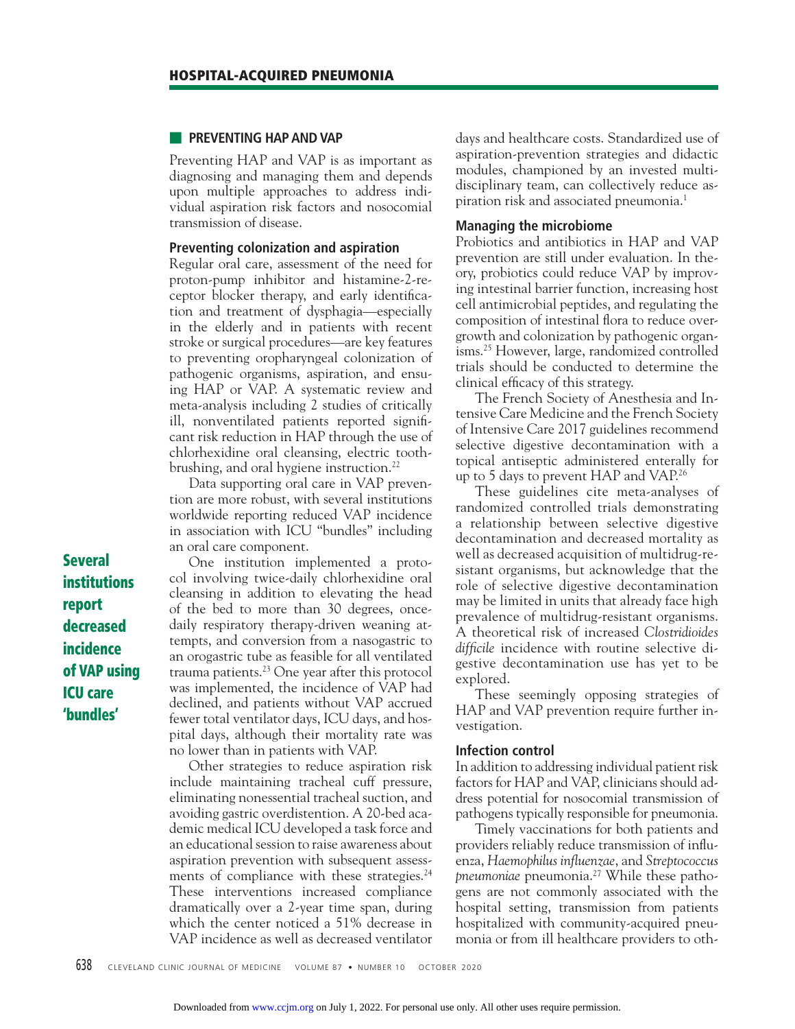## PREVENTING HAP AND VAP

Preventing HAP and VAP is as important as diagnosing and managing them and depends upon multiple approaches to address individual aspiration risk factors and nosocomial transmission of disease.

### Preventing colonization and aspiration

Regular oral care, assessment of the need for proton-pump inhibitor and histamine-2-receptor blocker therapy, and early identification and treatment of dysphagia—especially in the elderly and in patients with recent stroke or surgical procedures—are key features to preventing oropharyngeal colonization of pathogenic organisms, aspiration, and ensuing HAP or VAP. A systematic review and meta-analysis including 2 studies of critically ill, nonventilated patients reported significant risk reduction in HAP through the use of chlorhexidine oral cleansing, electric toothbrushing, and oral hygiene instruction.[22]

Data supporting oral care in VAP prevention are more robust, with several institutions worldwide reporting reduced VAP incidence in association with ICU "bundles" including an oral care component.

**Several institutions report decreased incidence of VAP using ICU care 'bundles'**

One institution implemented a protocol involving twice-daily chlorhexidine oral cleansing in addition to elevating the head of the bed to more than 30 degrees, once-daily respiratory therapy-driven weaning attempts, and conversion from a nasogastric to an orogastric tube as feasible for all ventilated trauma patients.[23] One year after this protocol was implemented, the incidence of VAP had declined, and patients without VAP accrued fewer total ventilator days, ICU days, and hospital days, although their mortality rate was no lower than in patients with VAP.

Other strategies to reduce aspiration risk include maintaining tracheal cuff pressure, eliminating nonessential tracheal suction, and avoiding gastric overdistention. A 20-bed academic medical ICU developed a task force and an educational session to raise awareness about aspiration prevention with subsequent assessments of compliance with these strategies.[24] These interventions increased compliance dramatically over a 2-year time span, during which the center noticed a 51% decrease in VAP incidence as well as decreased ventilator days and healthcare costs. Standardized use of aspiration-prevention strategies and didactic modules, championed by an invested multidisciplinary team, can collectively reduce aspiration risk and associated pneumonia.[1]

### Managing the microbiome

Probiotics and antibiotics in HAP and VAP prevention are still under evaluation. In theory, probiotics could reduce VAP by improving intestinal barrier function, increasing host cell antimicrobial peptides, and regulating the composition of intestinal flora to reduce overgrowth and colonization by pathogenic organisms.[25] However, large, randomized controlled trials should be conducted to determine the clinical efficacy of this strategy.

The French Society of Anesthesia and Intensive Care Medicine and the French Society of Intensive Care 2017 guidelines recommend selective digestive decontamination with a topical antiseptic administered enterally for up to 5 days to prevent HAP and VAP.[26]

These guidelines cite meta-analyses of randomized controlled trials demonstrating a relationship between selective digestive decontamination and decreased mortality as well as decreased acquisition of multidrug-resistant organisms, but acknowledge that the role of selective digestive decontamination may be limited in units that already face high prevalence of multidrug-resistant organisms. A theoretical risk of increased *Clostridioides difficile* incidence with routine selective digestive decontamination use has yet to be explored.

These seemingly opposing strategies of HAP and VAP prevention require further investigation.

### Infection control

In addition to addressing individual patient risk factors for HAP and VAP, clinicians should address potential for nosocomial transmission of pathogens typically responsible for pneumonia.

Timely vaccinations for both patients and providers reliably reduce transmission of influenza, *Haemophilus influenzae*, and *Streptococcus pneumoniae* pneumonia.[27] While these pathogens are not commonly associated with the hospital setting, transmission from patients hospitalized with community-acquired pneumonia or from ill healthcare providers to oth-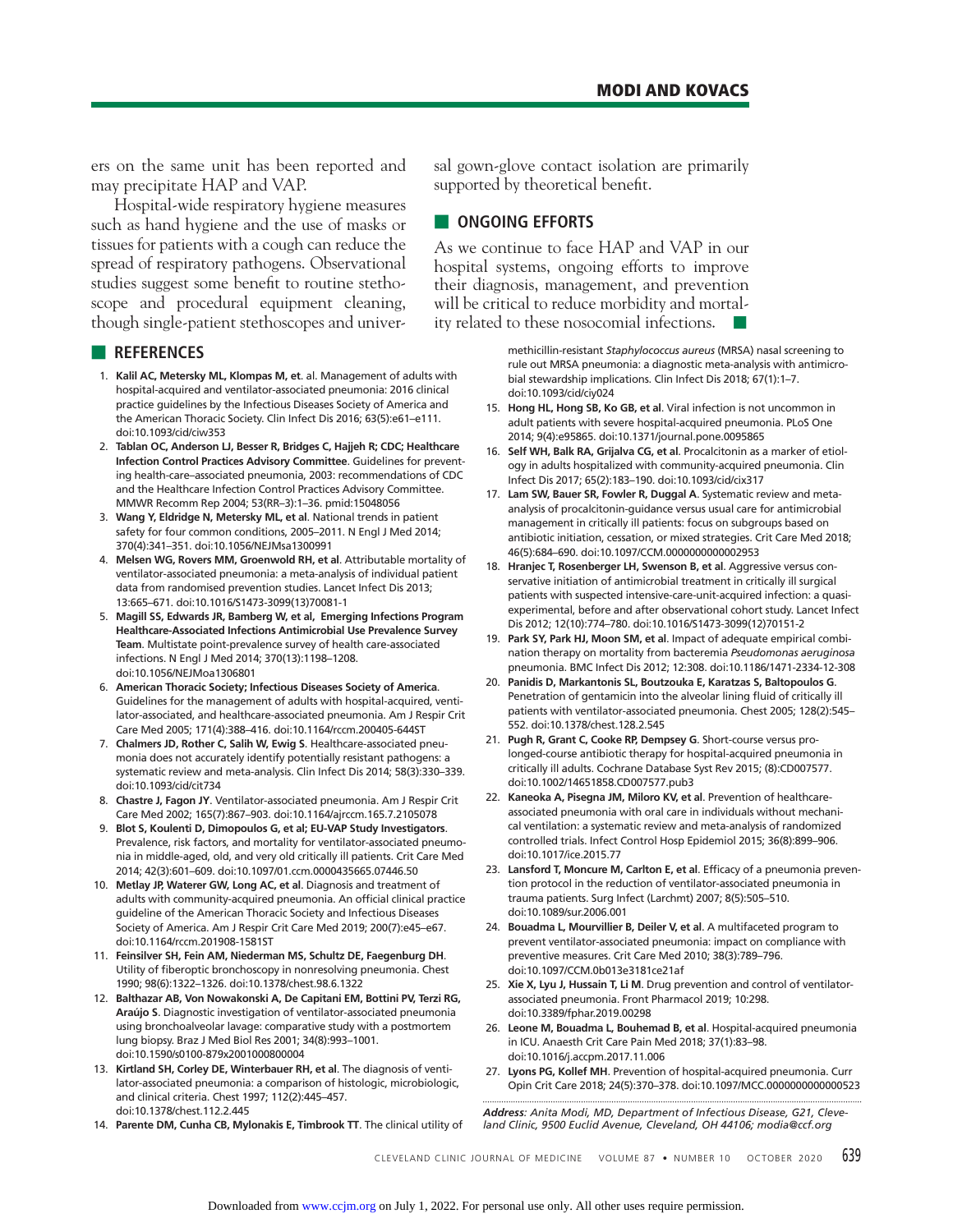ers on the same unit has been reported and may precipitate HAP and VAP.

Hospital-wide respiratory hygiene measures such as hand hygiene and the use of masks or tissues for patients with a cough can reduce the spread of respiratory pathogens. Observational studies suggest some benefit to routine stethoscope and procedural equipment cleaning, though single-patient stethoscopes and universal gown-glove contact isolation are primarily supported by theoretical benefit.

## ONGOING EFFORTS

As we continue to face HAP and VAP in our hospital systems, ongoing efforts to improve their diagnosis, management, and prevention will be critical to reduce morbidity and mortality related to these nosocomial infections. ■

## REFERENCES

1. **Kalil AC, Metersky ML, Klompas M, et**. al. Management of adults with hospital-acquired and ventilator-associated pneumonia: 2016 clinical practice guidelines by the Infectious Diseases Society of America and the American Thoracic Society. Clin Infect Dis 2016; 63(5):e61–e111. doi:10.1093/cid/ciw353
2. **Tablan OC, Anderson LJ, Besser R, Bridges C, Hajjeh R; CDC; Healthcare Infection Control Practices Advisory Committee**. Guidelines for preventing health-care–associated pneumonia, 2003: recommendations of CDC and the Healthcare Infection Control Practices Advisory Committee. MMWR Recomm Rep 2004; 53(RR–3):1–36. pmid:15048056
3. **Wang Y, Eldridge N, Metersky ML, et al**. National trends in patient safety for four common conditions, 2005–2011. N Engl J Med 2014; 370(4):341–351. doi:10.1056/NEJMsa1300991
4. **Melsen WG, Rovers MM, Groenwold RH, et al**. Attributable mortality of ventilator-associated pneumonia: a meta-analysis of individual patient data from randomised prevention studies. Lancet Infect Dis 2013; 13:665–671. doi:10.1016/S1473-3099(13)70081-1
5. **Magill SS, Edwards JR, Bamberg W, et al, Emerging Infections Program Healthcare-Associated Infections Antimicrobial Use Prevalence Survey Team**. Multistate point-prevalence survey of health care-associated infections. N Engl J Med 2014; 370(13):1198–1208. doi:10.1056/NEJMoa1306801
6. **American Thoracic Society; Infectious Diseases Society of America**. Guidelines for the management of adults with hospital-acquired, ventilator-associated, and healthcare-associated pneumonia. Am J Respir Crit Care Med 2005; 171(4):388–416. doi:10.1164/rccm.200405-644ST
7. **Chalmers JD, Rother C, Salih W, Ewig S**. Healthcare-associated pneumonia does not accurately identify potentially resistant pathogens: a systematic review and meta-analysis. Clin Infect Dis 2014; 58(3):330–339. doi:10.1093/cid/cit734
8. **Chastre J, Fagon JY**. Ventilator-associated pneumonia. Am J Respir Crit Care Med 2002; 165(7):867–903. doi:10.1164/ajrccm.165.7.2105078
9. **Blot S, Koulenti D, Dimopoulos G, et al; EU-VAP Study Investigators**. Prevalence, risk factors, and mortality for ventilator-associated pneumonia in middle-aged, old, and very old critically ill patients. Crit Care Med 2014; 42(3):601–609. doi:10.1097/01.ccm.0000435665.07446.50
10. **Metlay JP, Waterer GW, Long AC, et al**. Diagnosis and treatment of adults with community-acquired pneumonia. An official clinical practice guideline of the American Thoracic Society and Infectious Diseases Society of America. Am J Respir Crit Care Med 2019; 200(7):e45–e67. doi:10.1164/rccm.201908-1581ST
11. **Feinsilver SH, Fein AM, Niederman MS, Schultz DE, Faegenburg DH**. Utility of fiberoptic bronchoscopy in nonresolving pneumonia. Chest 1990; 98(6):1322–1326. doi:10.1378/chest.98.6.1322
12. **Balthazar AB, Von Nowakonski A, De Capitani EM, Bottini PV, Terzi RG, Araújo S**. Diagnostic investigation of ventilator-associated pneumonia using bronchoalveolar lavage: comparative study with a postmortem lung biopsy. Braz J Med Biol Res 2001; 34(8):993–1001. doi:10.1590/s0100-879x2001000800004
13. **Kirtland SH, Corley DE, Winterbauer RH, et al**. The diagnosis of ventilator-associated pneumonia: a comparison of histologic, microbiologic, and clinical criteria. Chest 1997; 112(2):445–457. doi:10.1378/chest.112.2.445
14. **Parente DM, Cunha CB, Mylonakis E, Timbrook TT**. The clinical utility of methicillin-resistant *Staphylococcus aureus* (MRSA) nasal screening to rule out MRSA pneumonia: a diagnostic meta-analysis with antimicrobial stewardship implications. Clin Infect Dis 2018; 67(1):1–7. doi:10.1093/cid/ciy024
15. **Hong HL, Hong SB, Ko GB, et al**. Viral infection is not uncommon in adult patients with severe hospital-acquired pneumonia. PLoS One 2014; 9(4):e95865. doi:10.1371/journal.pone.0095865
16. **Self WH, Balk RA, Grijalva CG, et al**. Procalcitonin as a marker of etiology in adults hospitalized with community-acquired pneumonia. Clin Infect Dis 2017; 65(2):183–190. doi:10.1093/cid/cix317
17. **Lam SW, Bauer SR, Fowler R, Duggal A**. Systematic review and meta-analysis of procalcitonin-guidance versus usual care for antimicrobial management in critically ill patients: focus on subgroups based on antibiotic initiation, cessation, or mixed strategies. Crit Care Med 2018; 46(5):684–690. doi:10.1097/CCM.0000000000002953
18. **Hranjec T, Rosenberger LH, Swenson B, et al**. Aggressive versus conservative initiation of antimicrobial treatment in critically ill surgical patients with suspected intensive-care-unit-acquired infection: a quasi-experimental, before and after observational cohort study. Lancet Infect Dis 2012; 12(10):774–780. doi:10.1016/S1473-3099(12)70151-2
19. **Park SY, Park HJ, Moon SM, et al**. Impact of adequate empirical combination therapy on mortality from bacteremia *Pseudomonas aeruginosa* pneumonia. BMC Infect Dis 2012; 12:308. doi:10.1186/1471-2334-12-308
20. **Panidis D, Markantonis SL, Boutzouka E, Karatzas S, Baltopoulos G**. Penetration of gentamicin into the alveolar lining fluid of critically ill patients with ventilator-associated pneumonia. Chest 2005; 128(2):545–552. doi:10.1378/chest.128.2.545
21. **Pugh R, Grant C, Cooke RP, Dempsey G**. Short-course versus prolonged-course antibiotic therapy for hospital-acquired pneumonia in critically ill adults. Cochrane Database Syst Rev 2015; (8):CD007577. doi:10.1002/14651858.CD007577.pub3
22. **Kaneoka A, Pisegna JM, Miloro KV, et al**. Prevention of healthcare-associated pneumonia with oral care in individuals without mechanical ventilation: a systematic review and meta-analysis of randomized controlled trials. Infect Control Hosp Epidemiol 2015; 36(8):899–906. doi:10.1017/ice.2015.77
23. **Lansford T, Moncure M, Carlton E, et al**. Efficacy of a pneumonia prevention protocol in the reduction of ventilator-associated pneumonia in trauma patients. Surg Infect (Larchmt) 2007; 8(5):505–510. doi:10.1089/sur.2006.001
24. **Bouadma L, Mourvillier B, Deiler V, et al**. A multifaceted program to prevent ventilator-associated pneumonia: impact on compliance with preventive measures. Crit Care Med 2010; 38(3):789–796. doi:10.1097/CCM.0b013e3181ce21af
25. **Xie X, Lyu J, Hussain T, Li M**. Drug prevention and control of ventilator-associated pneumonia. Front Pharmacol 2019; 10:298. doi:10.3389/fphar.2019.00298
26. **Leone M, Bouadma L, Bouhemad B, et al**. Hospital-acquired pneumonia in ICU. Anaesth Crit Care Pain Med 2018; 37(1):83–98. doi:10.1016/j.accpm.2017.11.006
27. **Lyons PG, Kollef MH**. Prevention of hospital-acquired pneumonia. Curr Opin Crit Care 2018; 24(5):370–378. doi:10.1097/MCC.0000000000000523

*Address: Anita Modi, MD, Department of Infectious Disease, G21, Cleveland Clinic, 9500 Euclid Avenue, Cleveland, OH 44106; modia@ccf.org*